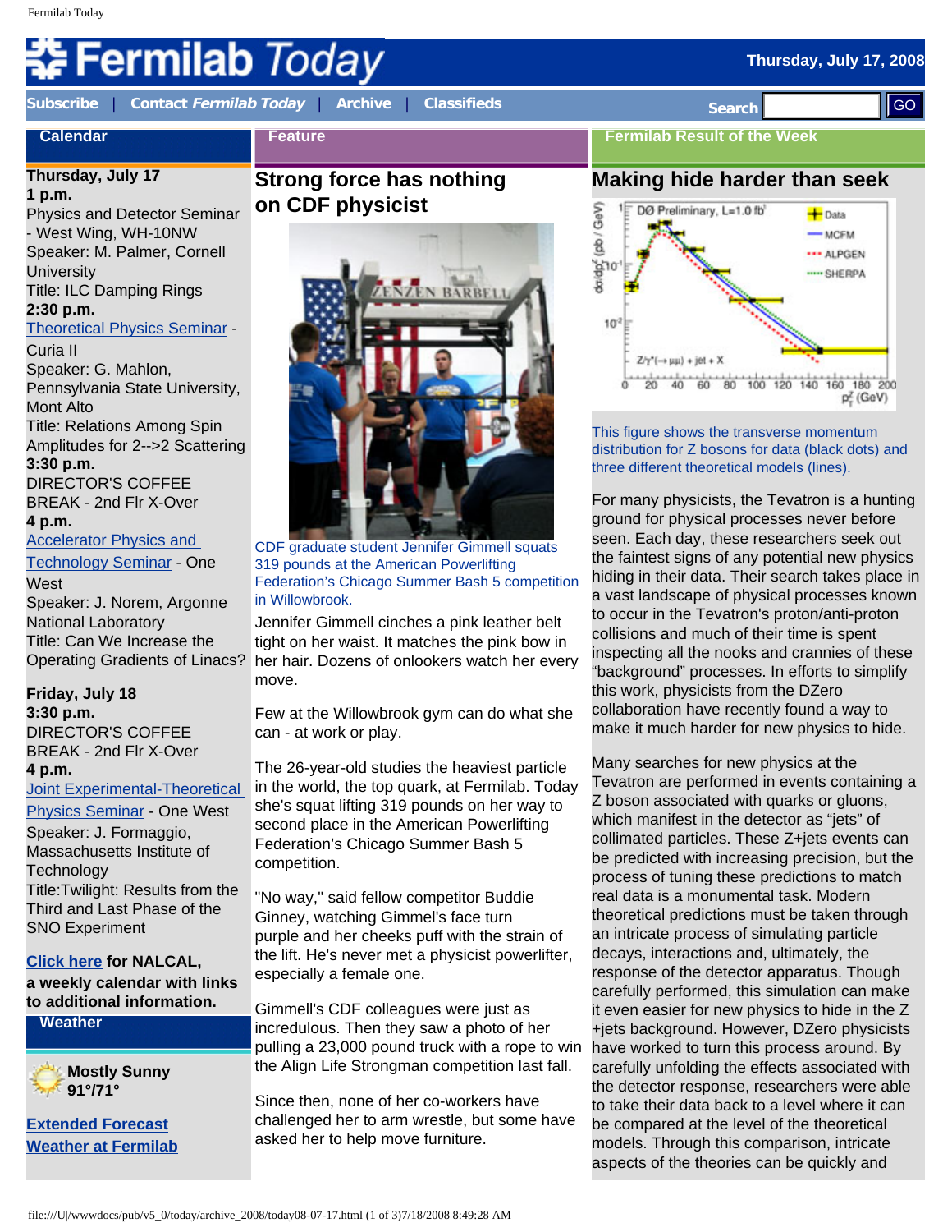# Fermilab Today

Thursday, July 17, 2008

Subscribe | Contact *Fermilab Today* | Archive | Classifieds

Search GO

## Calendar

**Thursday, July 17**

**1 p.m.**
Physics and Detector Seminar - West Wing, WH-10NW
Speaker: M. Palmer, Cornell University
Title: ILC Damping Rings

**2:30 p.m.**
Theoretical Physics Seminar - Curia II
Speaker: G. Mahlon, Pennsylvania State University, Mont Alto
Title: Relations Among Spin Amplitudes for 2-->2 Scattering

**3:30 p.m.**
DIRECTOR'S COFFEE BREAK - 2nd Flr X-Over

**4 p.m.**
Accelerator Physics and Technology Seminar - One West
Speaker: J. Norem, Argonne National Laboratory
Title: Can We Increase the Operating Gradients of Linacs?

**Friday, July 18**

**3:30 p.m.**
DIRECTOR'S COFFEE BREAK - 2nd Flr X-Over

**4 p.m.**
Joint Experimental-Theoretical Physics Seminar - One West
Speaker: J. Formaggio, Massachusetts Institute of Technology
Title:Twilight: Results from the Third and Last Phase of the SNO Experiment

**Click here for NALCAL, a weekly calendar with links to additional information.**

## Weather

**Mostly Sunny**
**91°/71°**

**Extended Forecast**
**Weather at Fermilab**

## Feature

### Strong force has nothing on CDF physicist

CDF graduate student Jennifer Gimmell squats 319 pounds at the American Powerlifting Federation's Chicago Summer Bash 5 competition in Willowbrook.

Jennifer Gimmell cinches a pink leather belt tight on her waist. It matches the pink bow in her hair. Dozens of onlookers watch her every move.

Few at the Willowbrook gym can do what she can - at work or play.

The 26-year-old studies the heaviest particle in the world, the top quark, at Fermilab. Today she's squat lifting 319 pounds on her way to second place in the American Powerlifting Federation's Chicago Summer Bash 5 competition.

"No way," said fellow competitor Buddie Ginney, watching Gimmel's face turn purple and her cheeks puff with the strain of the lift. He's never met a physicist powerlifter, especially a female one.

Gimmell's CDF colleagues were just as incredulous. Then they saw a photo of her pulling a 23,000 pound truck with a rope to win the Align Life Strongman competition last fall.

Since then, none of her co-workers have challenged her to arm wrestle, but some have asked her to help move furniture.

## Fermilab Result of the Week

### Making hide harder than seek

This figure shows the transverse momentum distribution for Z bosons for data (black dots) and three different theoretical models (lines).

For many physicists, the Tevatron is a hunting ground for physical processes never before seen. Each day, these researchers seek out the faintest signs of any potential new physics hiding in their data. Their search takes place in a vast landscape of physical processes known to occur in the Tevatron's proton/anti-proton collisions and much of their time is spent inspecting all the nooks and crannies of these "background" processes. In efforts to simplify this work, physicists from the DZero collaboration have recently found a way to make it much harder for new physics to hide.

Many searches for new physics at the Tevatron are performed in events containing a Z boson associated with quarks or gluons, which manifest in the detector as "jets" of collimated particles. These Z+jets events can be predicted with increasing precision, but the process of tuning these predictions to match real data is a monumental task. Modern theoretical predictions must be taken through an intricate process of simulating particle decays, interactions and, ultimately, the response of the detector apparatus. Though carefully performed, this simulation can make it even easier for new physics to hide in the Z +jets background. However, DZero physicists have worked to turn this process around. By carefully unfolding the effects associated with the detector response, researchers were able to take their data back to a level where it can be compared at the level of the theoretical models. Through this comparison, intricate aspects of the theories can be quickly and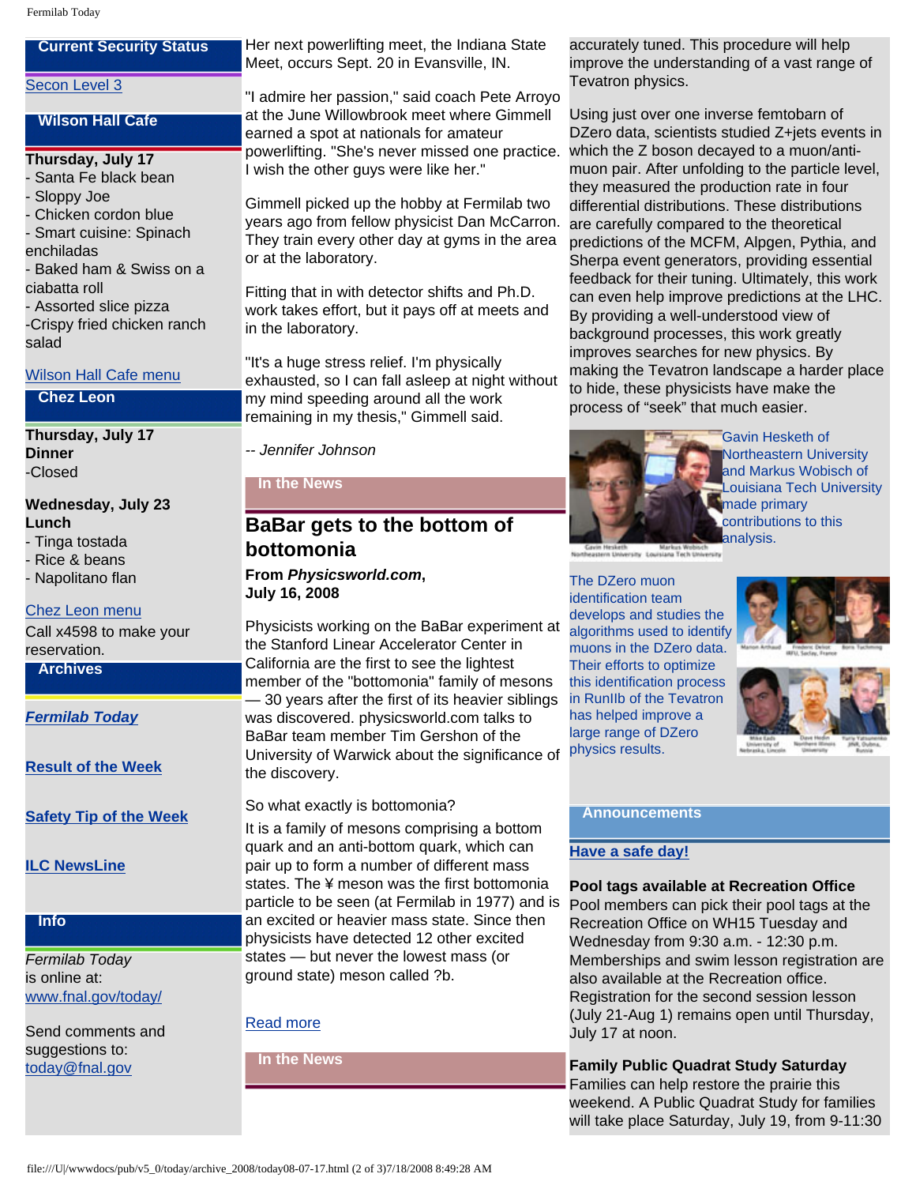## Current Security Status

[Secon Level 3]

## Wilson Hall Cafe

**Thursday, July 17**
- Santa Fe black bean
- Sloppy Joe
- Chicken cordon blue
- Smart cuisine: Spinach enchiladas
- Baked ham & Swiss on a ciabatta roll
- Assorted slice pizza
-Crispy fried chicken ranch salad

[Wilson Hall Cafe menu]

## Chez Leon

**Thursday, July 17**
**Dinner**
-Closed

**Wednesday, July 23**
**Lunch**
- Tinga tostada
- Rice & beans
- Napolitano flan

[Chez Leon menu]
Call x4598 to make your reservation.

## Archives

***Fermilab Today***

**Result of the Week**

**Safety Tip of the Week**

**ILC NewsLine**

## Info

*Fermilab Today* is online at: www.fnal.gov/today/

Send comments and suggestions to: today@fnal.gov

Her next powerlifting meet, the Indiana State Meet, occurs Sept. 20 in Evansville, IN.

"I admire her passion," said coach Pete Arroyo at the June Willowbrook meet where Gimmell earned a spot at nationals for amateur powerlifting. "She's never missed one practice. I wish the other guys were like her."

Gimmell picked up the hobby at Fermilab two years ago from fellow physicist Dan McCarron. They train every other day at gyms in the area or at the laboratory.

Fitting that in with detector shifts and Ph.D. work takes effort, but it pays off at meets and in the laboratory.

"It's a huge stress relief. I'm physically exhausted, so I can fall asleep at night without my mind speeding around all the work remaining in my thesis," Gimmell said.

*-- Jennifer Johnson*

## In the News

## BaBar gets to the bottom of bottomonia

**From *Physicsworld.com*, July 16, 2008**

Physicists working on the BaBar experiment at the Stanford Linear Accelerator Center in California are the first to see the lightest member of the "bottomonia" family of mesons — 30 years after the first of its heavier siblings was discovered. physicsworld.com talks to BaBar team member Tim Gershon of the University of Warwick about the significance of the discovery.

So what exactly is bottomonia?

It is a family of mesons comprising a bottom quark and an anti-bottom quark, which can pair up to form a number of different mass states. The ¥ meson was the first bottomonia particle to be seen (at Fermilab in 1977) and is an excited or heavier mass state. Since then physicists have detected 12 other excited states — but never the lowest mass (or ground state) meson called ?b.

[Read more]

## In the News

accurately tuned. This procedure will help improve the understanding of a vast range of Tevatron physics.

Using just over one inverse femtobarn of DZero data, scientists studied Z+jets events in which the Z boson decayed to a muon/anti-muon pair. After unfolding to the particle level, they measured the production rate in four differential distributions. These distributions are carefully compared to the theoretical predictions of the MCFM, Alpgen, Pythia, and Sherpa event generators, providing essential feedback for their tuning. Ultimately, this work can even help improve predictions at the LHC. By providing a well-understood view of background processes, this work greatly improves searches for new physics. By making the Tevatron landscape a harder place to hide, these physicists have make the process of "seek" that much easier.

Gavin Hesketh of Northeastern University and Markus Wobisch of Louisiana Tech University made primary contributions to this analysis.

The DZero muon identification team develops and studies the algorithms used to identify muons in the DZero data. Their efforts to optimize this identification process in RunIIb of the Tevatron has helped improve a large range of DZero physics results.

## Announcements

**Have a safe day!**

**Pool tags available at Recreation Office**
Pool members can pick their pool tags at the Recreation Office on WH15 Tuesday and Wednesday from 9:30 a.m. - 12:30 p.m. Memberships and swim lesson registration are also available at the Recreation office. Registration for the second session lesson (July 21-Aug 1) remains open until Thursday, July 17 at noon.

**Family Public Quadrat Study Saturday**
Families can help restore the prairie this weekend. A Public Quadrat Study for families will take place Saturday, July 19, from 9-11:30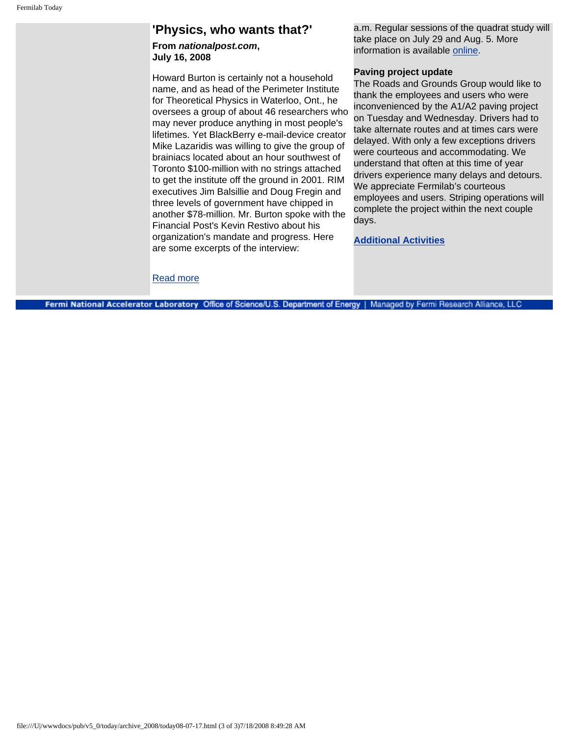## 'Physics, who wants that?'

**From *nationalpost.com*, July 16, 2008**

Howard Burton is certainly not a household name, and as head of the Perimeter Institute for Theoretical Physics in Waterloo, Ont., he oversees a group of about 46 researchers who may never produce anything in most people's lifetimes. Yet BlackBerry e-mail-device creator Mike Lazaridis was willing to give the group of brainiacs located about an hour southwest of Toronto $100-million with no strings attached to get the institute off the ground in 2001. RIM executives Jim Balsillie and Doug Fregin and three levels of government have chipped in another $78-million. Mr. Burton spoke with the Financial Post's Kevin Restivo about his organization's mandate and progress. Here are some excerpts of the interview:

Read more

a.m. Regular sessions of the quadrat study will take place on July 29 and Aug. 5. More information is available online.

**Paving project update**

The Roads and Grounds Group would like to thank the employees and users who were inconvenienced by the A1/A2 paving project on Tuesday and Wednesday. Drivers had to take alternate routes and at times cars were delayed. With only a few exceptions drivers were courteous and accommodating. We understand that often at this time of year drivers experience many delays and detours. We appreciate Fermilab's courteous employees and users. Striping operations will complete the project within the next couple days.

**Additional Activities**

Fermi National Accelerator Laboratory Office of Science/U.S. Department of Energy | Managed by Fermi Research Alliance, LLC